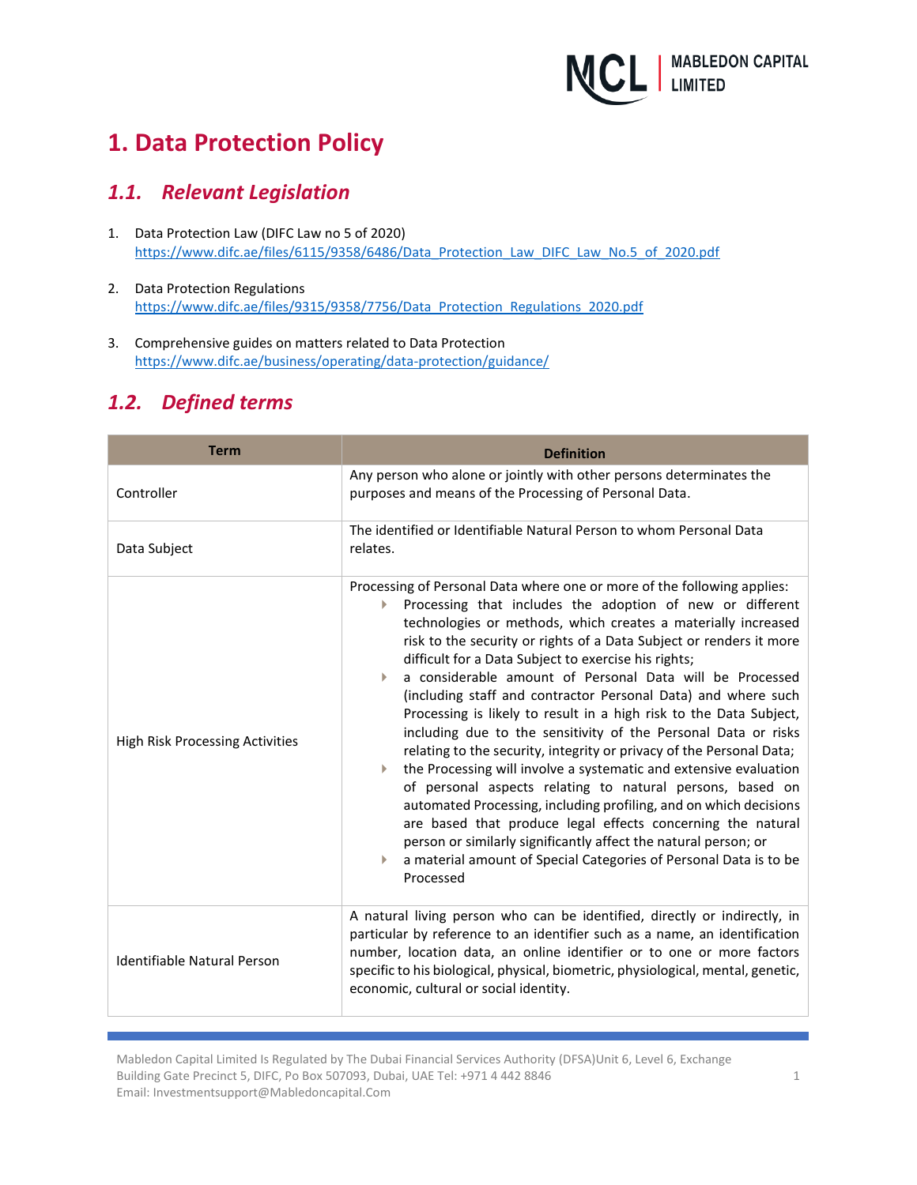# 1. Data Protection Policy

## 1.1. Relevant Legislation

1. Data Protection Law (DIFC Law no 5 of 2020)
   https://www.difc.ae/files/6115/9358/6486/Data_Protection_Law_DIFC_Law_No.5_of_2020.pdf

2. Data Protection Regulations
   https://www.difc.ae/files/9315/9358/7756/Data_Protection_Regulations_2020.pdf

3. Comprehensive guides on matters related to Data Protection
   https://www.difc.ae/business/operating/data-protection/guidance/

## 1.2. Defined terms

| Term | Definition |
|---|---|
| Controller | Any person who alone or jointly with other persons determines the purposes and means of the Processing of Personal Data. |
| Data Subject | The identified or Identifiable Natural Person to whom Personal Data relates. |
| High Risk Processing Activities | Processing of Personal Data where one or more of the following applies:<br>▸ Processing that includes the adoption of new or different technologies or methods, which creates a materially increased risk to the security or rights of a Data Subject or renders it more difficult for a Data Subject to exercise his rights;<br>▸ a considerable amount of Personal Data will be Processed (including staff and contractor Personal Data) and where such Processing is likely to result in a high risk to the Data Subject, including due to the sensitivity of the Personal Data or risks relating to the security, integrity or privacy of the Personal Data;<br>▸ the Processing will involve a systematic and extensive evaluation of personal aspects relating to natural persons, based on automated Processing, including profiling, and on which decisions are based that produce legal effects concerning the natural person or similarly significantly affect the natural person; or<br>▸ a material amount of Special Categories of Personal Data is to be Processed |
| Identifiable Natural Person | A natural living person who can be identified, directly or indirectly, in particular by reference to an identifier such as a name, an identification number, location data, an online identifier or to one or more factors specific to his biological, physical, biometric, physiological, mental, genetic, economic, cultural or social identity. |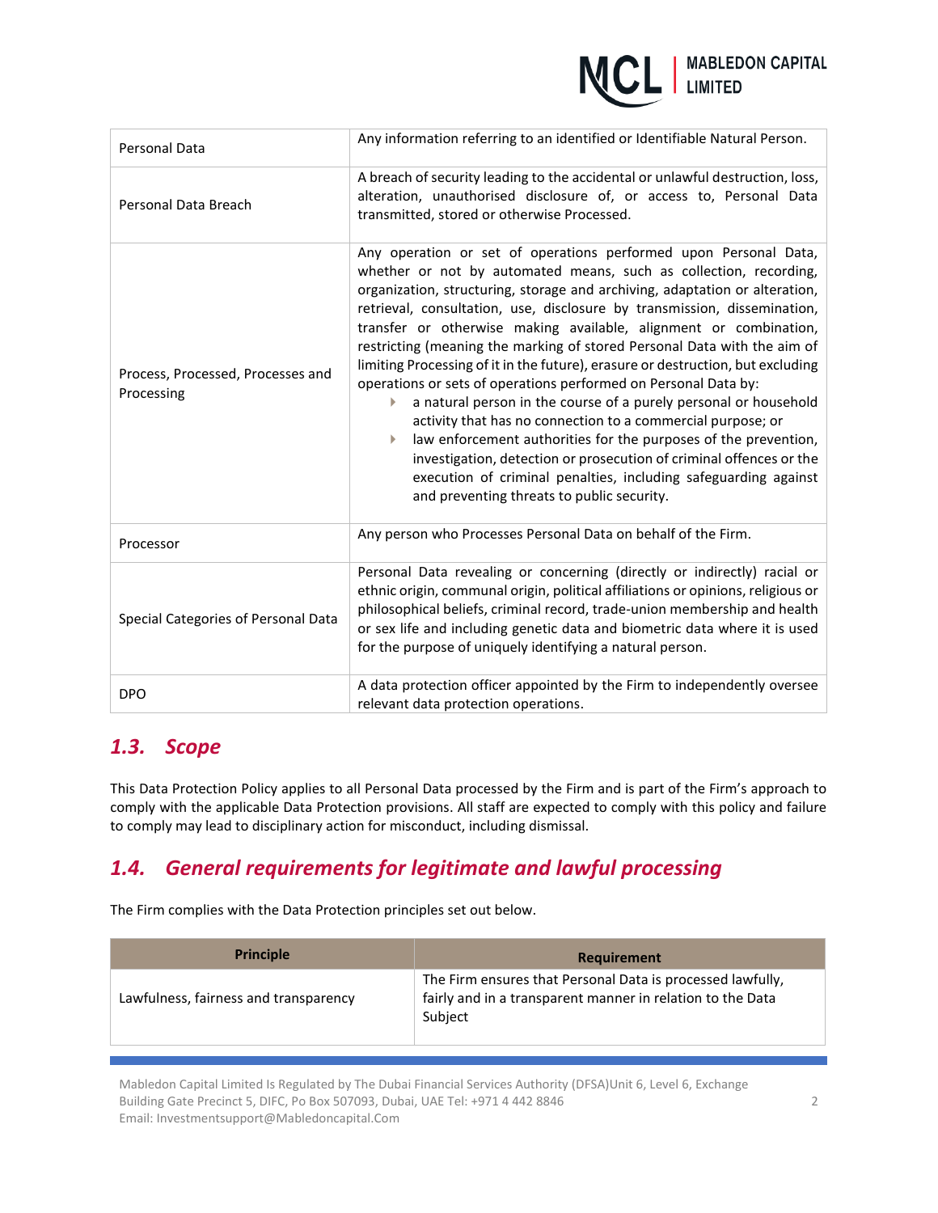| | |
|---|---|
| Personal Data | Any information referring to an identified or Identifiable Natural Person. |
| Personal Data Breach | A breach of security leading to the accidental or unlawful destruction, loss, alteration, unauthorised disclosure of, or access to, Personal Data transmitted, stored or otherwise Processed. |
| Process, Processed, Processes and Processing | Any operation or set of operations performed upon Personal Data, whether or not by automated means, such as collection, recording, organization, structuring, storage and archiving, adaptation or alteration, retrieval, consultation, use, disclosure by transmission, dissemination, transfer or otherwise making available, alignment or combination, restricting (meaning the marking of stored Personal Data with the aim of limiting Processing of it in the future), erasure or destruction, but excluding operations or sets of operations performed on Personal Data by: <br>- a natural person in the course of a purely personal or household activity that has no connection to a commercial purpose; or <br>- law enforcement authorities for the purposes of the prevention, investigation, detection or prosecution of criminal offences or the execution of criminal penalties, including safeguarding against and preventing threats to public security. |
| Processor | Any person who Processes Personal Data on behalf of the Firm. |
| Special Categories of Personal Data | Personal Data revealing or concerning (directly or indirectly) racial or ethnic origin, communal origin, political affiliations or opinions, religious or philosophical beliefs, criminal record, trade-union membership and health or sex life and including genetic data and biometric data where it is used for the purpose of uniquely identifying a natural person. |
| DPO | A data protection officer appointed by the Firm to independently oversee relevant data protection operations. |

## *1.3. Scope*

This Data Protection Policy applies to all Personal Data processed by the Firm and is part of the Firm's approach to comply with the applicable Data Protection provisions. All staff are expected to comply with this policy and failure to comply may lead to disciplinary action for misconduct, including dismissal.

## *1.4. General requirements for legitimate and lawful processing*

The Firm complies with the Data Protection principles set out below.

| Principle | Requirement |
|---|---|
| Lawfulness, fairness and transparency | The Firm ensures that Personal Data is processed lawfully, fairly and in a transparent manner in relation to the Data Subject |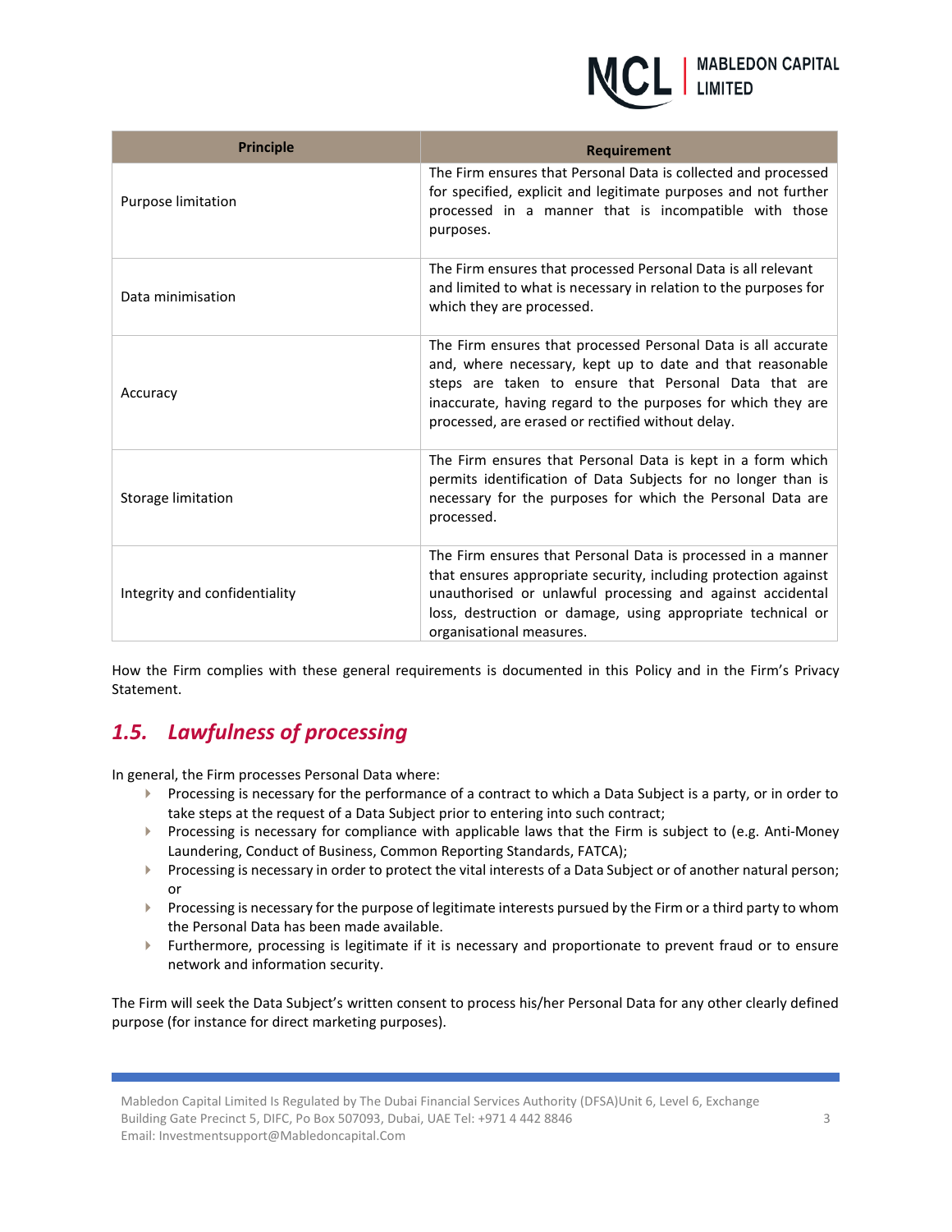| Principle | Requirement |
|---|---|
| Purpose limitation | The Firm ensures that Personal Data is collected and processed for specified, explicit and legitimate purposes and not further processed in a manner that is incompatible with those purposes. |
| Data minimisation | The Firm ensures that processed Personal Data is all relevant and limited to what is necessary in relation to the purposes for which they are processed. |
| Accuracy | The Firm ensures that processed Personal Data is all accurate and, where necessary, kept up to date and that reasonable steps are taken to ensure that Personal Data that are inaccurate, having regard to the purposes for which they are processed, are erased or rectified without delay. |
| Storage limitation | The Firm ensures that Personal Data is kept in a form which permits identification of Data Subjects for no longer than is necessary for the purposes for which the Personal Data are processed. |
| Integrity and confidentiality | The Firm ensures that Personal Data is processed in a manner that ensures appropriate security, including protection against unauthorised or unlawful processing and against accidental loss, destruction or damage, using appropriate technical or organisational measures. |

How the Firm complies with these general requirements is documented in this Policy and in the Firm's Privacy Statement.

## *1.5. Lawfulness of processing*

In general, the Firm processes Personal Data where:

- Processing is necessary for the performance of a contract to which a Data Subject is a party, or in order to take steps at the request of a Data Subject prior to entering into such contract;
- Processing is necessary for compliance with applicable laws that the Firm is subject to (e.g. Anti-Money Laundering, Conduct of Business, Common Reporting Standards, FATCA);
- Processing is necessary in order to protect the vital interests of a Data Subject or of another natural person; or
- Processing is necessary for the purpose of legitimate interests pursued by the Firm or a third party to whom the Personal Data has been made available.
- Furthermore, processing is legitimate if it is necessary and proportionate to prevent fraud or to ensure network and information security.

The Firm will seek the Data Subject's written consent to process his/her Personal Data for any other clearly defined purpose (for instance for direct marketing purposes).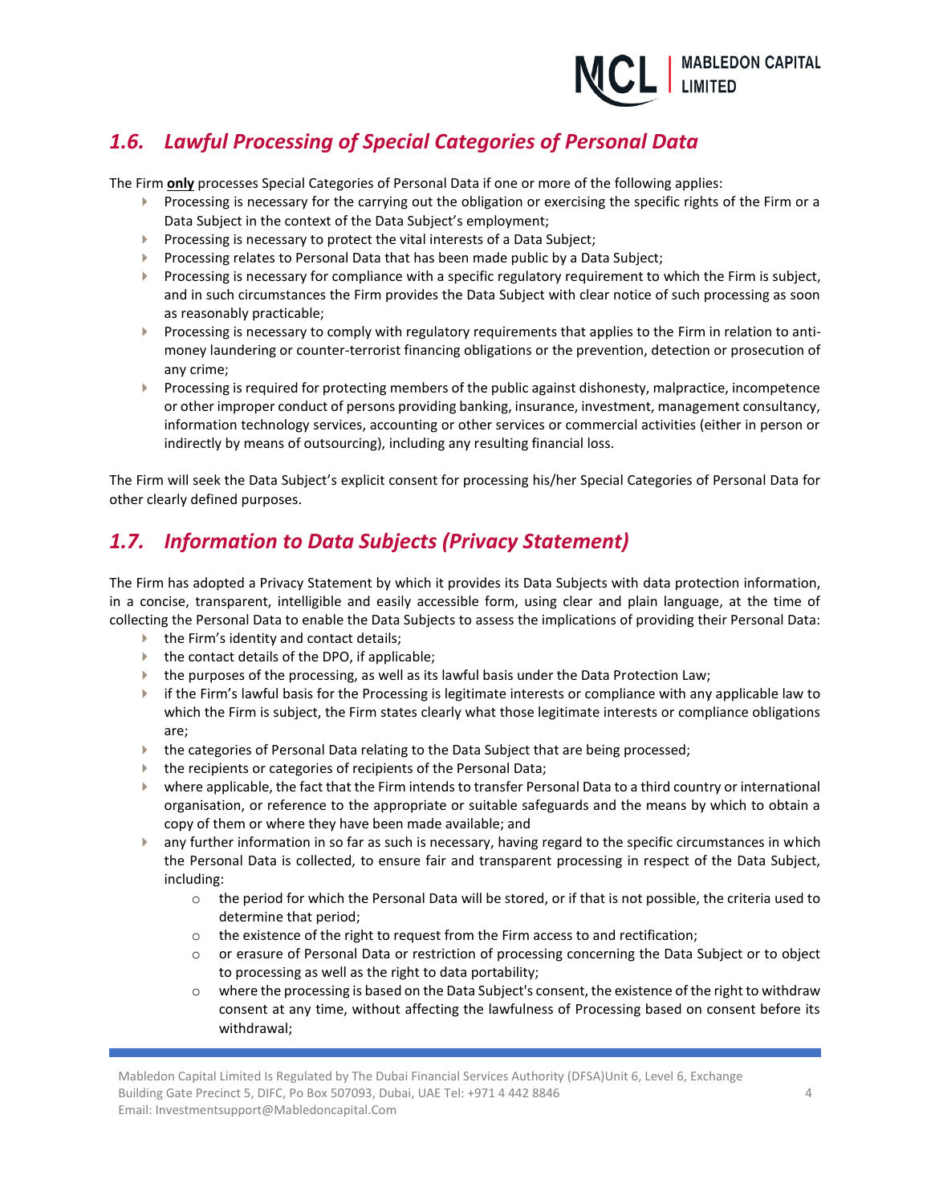## *1.6. Lawful Processing of Special Categories of Personal Data*

The Firm **only** processes Special Categories of Personal Data if one or more of the following applies:

- Processing is necessary for the carrying out the obligation or exercising the specific rights of the Firm or a Data Subject in the context of the Data Subject's employment;
- Processing is necessary to protect the vital interests of a Data Subject;
- Processing relates to Personal Data that has been made public by a Data Subject;
- Processing is necessary for compliance with a specific regulatory requirement to which the Firm is subject, and in such circumstances the Firm provides the Data Subject with clear notice of such processing as soon as reasonably practicable;
- Processing is necessary to comply with regulatory requirements that applies to the Firm in relation to anti-money laundering or counter-terrorist financing obligations or the prevention, detection or prosecution of any crime;
- Processing is required for protecting members of the public against dishonesty, malpractice, incompetence or other improper conduct of persons providing banking, insurance, investment, management consultancy, information technology services, accounting or other services or commercial activities (either in person or indirectly by means of outsourcing), including any resulting financial loss.

The Firm will seek the Data Subject's explicit consent for processing his/her Special Categories of Personal Data for other clearly defined purposes.

## *1.7. Information to Data Subjects (Privacy Statement)*

The Firm has adopted a Privacy Statement by which it provides its Data Subjects with data protection information, in a concise, transparent, intelligible and easily accessible form, using clear and plain language, at the time of collecting the Personal Data to enable the Data Subjects to assess the implications of providing their Personal Data:

- the Firm's identity and contact details;
- the contact details of the DPO, if applicable;
- the purposes of the processing, as well as its lawful basis under the Data Protection Law;
- if the Firm's lawful basis for the Processing is legitimate interests or compliance with any applicable law to which the Firm is subject, the Firm states clearly what those legitimate interests or compliance obligations are;
- the categories of Personal Data relating to the Data Subject that are being processed;
- the recipients or categories of recipients of the Personal Data;
- where applicable, the fact that the Firm intends to transfer Personal Data to a third country or international organisation, or reference to the appropriate or suitable safeguards and the means by which to obtain a copy of them or where they have been made available; and
- any further information in so far as such is necessary, having regard to the specific circumstances in which the Personal Data is collected, to ensure fair and transparent processing in respect of the Data Subject, including:
  - the period for which the Personal Data will be stored, or if that is not possible, the criteria used to determine that period;
  - the existence of the right to request from the Firm access to and rectification;
  - or erasure of Personal Data or restriction of processing concerning the Data Subject or to object to processing as well as the right to data portability;
  - where the processing is based on the Data Subject's consent, the existence of the right to withdraw consent at any time, without affecting the lawfulness of Processing based on consent before its withdrawal;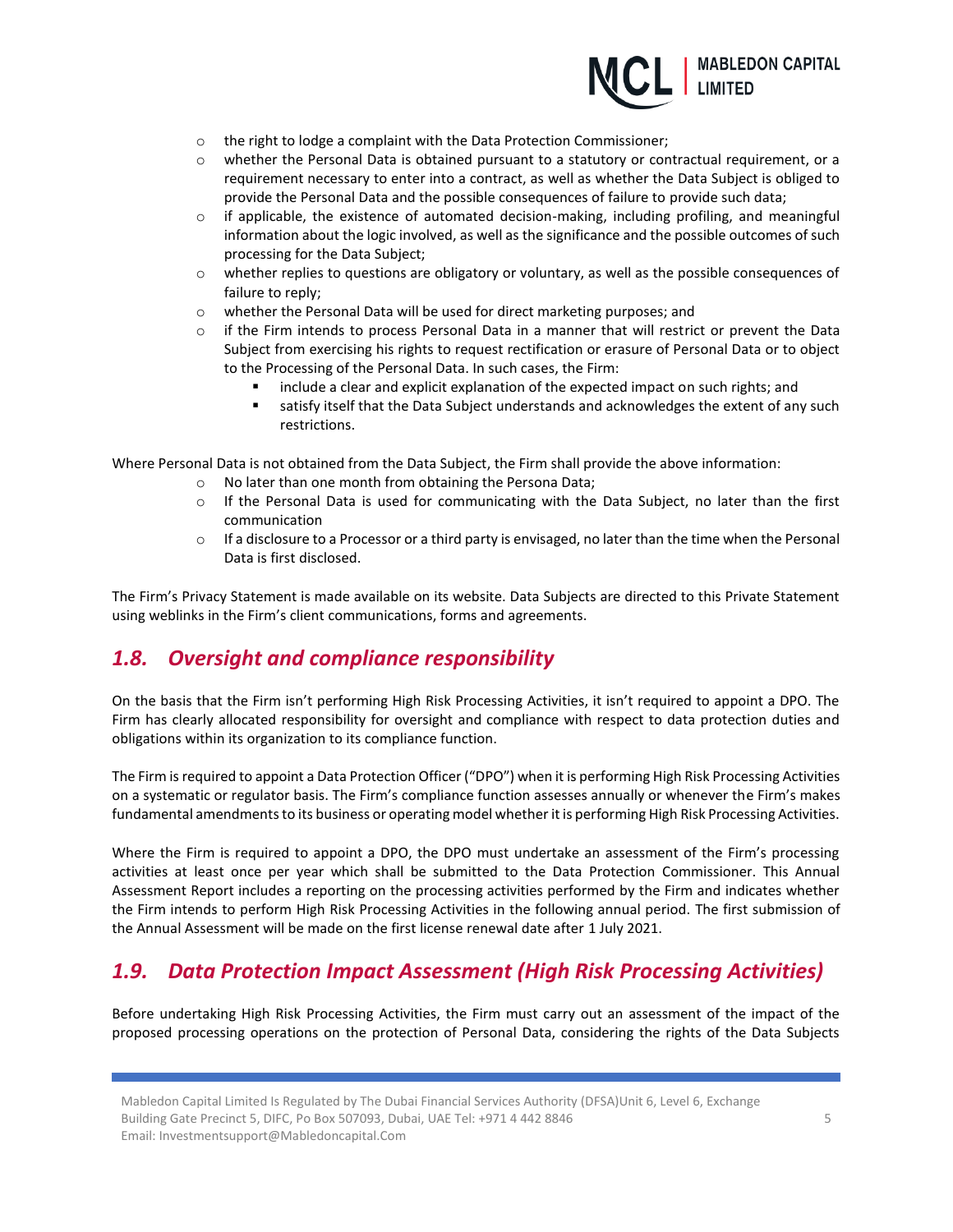- the right to lodge a complaint with the Data Protection Commissioner;
- whether the Personal Data is obtained pursuant to a statutory or contractual requirement, or a requirement necessary to enter into a contract, as well as whether the Data Subject is obliged to provide the Personal Data and the possible consequences of failure to provide such data;
- if applicable, the existence of automated decision-making, including profiling, and meaningful information about the logic involved, as well as the significance and the possible outcomes of such processing for the Data Subject;
- whether replies to questions are obligatory or voluntary, as well as the possible consequences of failure to reply;
- whether the Personal Data will be used for direct marketing purposes; and
- if the Firm intends to process Personal Data in a manner that will restrict or prevent the Data Subject from exercising his rights to request rectification or erasure of Personal Data or to object to the Processing of the Personal Data. In such cases, the Firm:
  - include a clear and explicit explanation of the expected impact on such rights; and
  - satisfy itself that the Data Subject understands and acknowledges the extent of any such restrictions.

Where Personal Data is not obtained from the Data Subject, the Firm shall provide the above information:

- No later than one month from obtaining the Persona Data;
- If the Personal Data is used for communicating with the Data Subject, no later than the first communication
- If a disclosure to a Processor or a third party is envisaged, no later than the time when the Personal Data is first disclosed.

The Firm's Privacy Statement is made available on its website. Data Subjects are directed to this Private Statement using weblinks in the Firm's client communications, forms and agreements.

## *1.8. Oversight and compliance responsibility*

On the basis that the Firm isn't performing High Risk Processing Activities, it isn't required to appoint a DPO. The Firm has clearly allocated responsibility for oversight and compliance with respect to data protection duties and obligations within its organization to its compliance function.

The Firm is required to appoint a Data Protection Officer ("DPO") when it is performing High Risk Processing Activities on a systematic or regulator basis. The Firm's compliance function assesses annually or whenever the Firm's makes fundamental amendments to its business or operating model whether it is performing High Risk Processing Activities.

Where the Firm is required to appoint a DPO, the DPO must undertake an assessment of the Firm's processing activities at least once per year which shall be submitted to the Data Protection Commissioner. This Annual Assessment Report includes a reporting on the processing activities performed by the Firm and indicates whether the Firm intends to perform High Risk Processing Activities in the following annual period. The first submission of the Annual Assessment will be made on the first license renewal date after 1 July 2021.

## *1.9. Data Protection Impact Assessment (High Risk Processing Activities)*

Before undertaking High Risk Processing Activities, the Firm must carry out an assessment of the impact of the proposed processing operations on the protection of Personal Data, considering the rights of the Data Subjects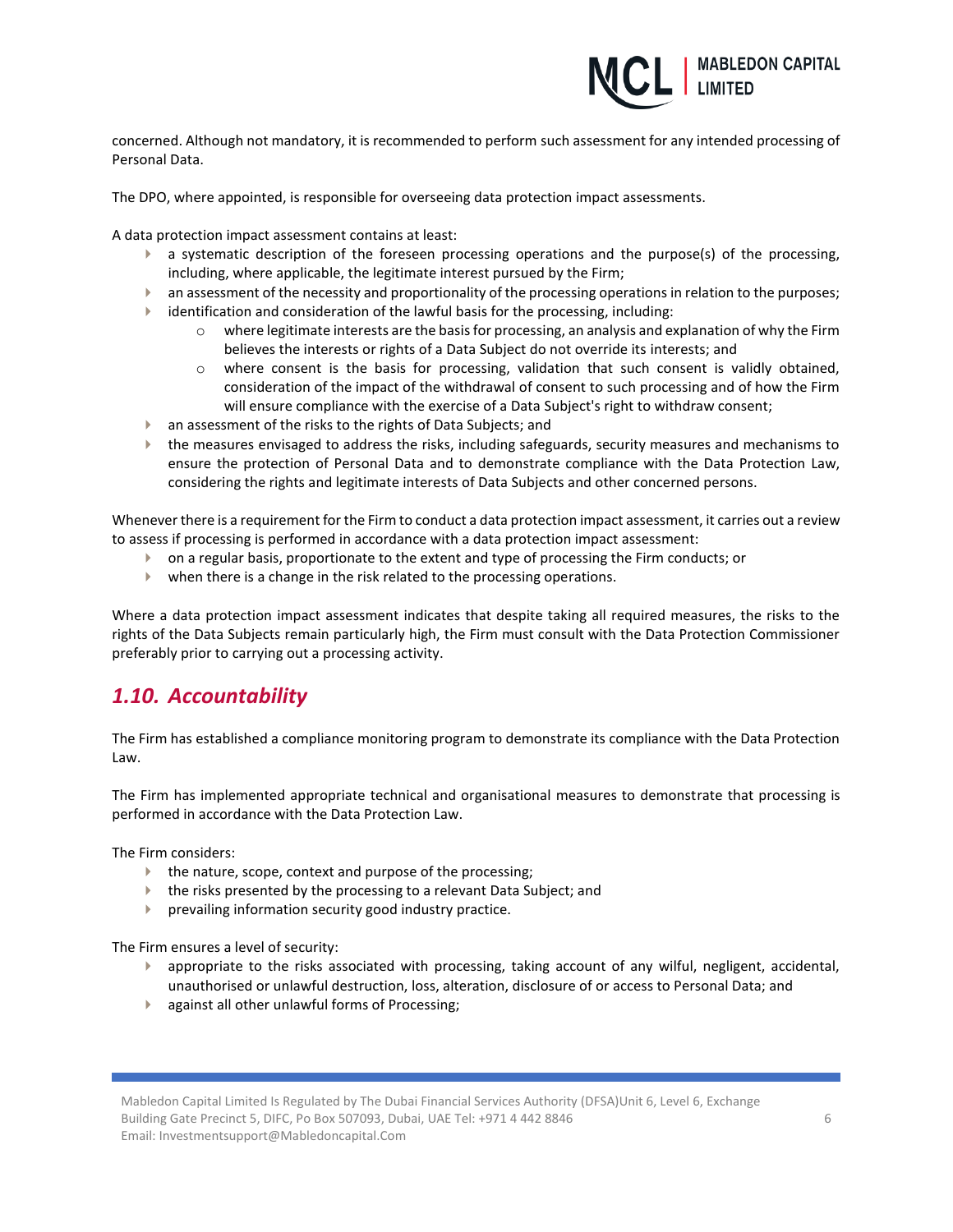concerned. Although not mandatory, it is recommended to perform such assessment for any intended processing of Personal Data.

The DPO, where appointed, is responsible for overseeing data protection impact assessments.

A data protection impact assessment contains at least:

- a systematic description of the foreseen processing operations and the purpose(s) of the processing, including, where applicable, the legitimate interest pursued by the Firm;
- an assessment of the necessity and proportionality of the processing operations in relation to the purposes;
- identification and consideration of the lawful basis for the processing, including:
  - where legitimate interests are the basis for processing, an analysis and explanation of why the Firm believes the interests or rights of a Data Subject do not override its interests; and
  - where consent is the basis for processing, validation that such consent is validly obtained, consideration of the impact of the withdrawal of consent to such processing and of how the Firm will ensure compliance with the exercise of a Data Subject's right to withdraw consent;
- an assessment of the risks to the rights of Data Subjects; and
- the measures envisaged to address the risks, including safeguards, security measures and mechanisms to ensure the protection of Personal Data and to demonstrate compliance with the Data Protection Law, considering the rights and legitimate interests of Data Subjects and other concerned persons.

Whenever there is a requirement for the Firm to conduct a data protection impact assessment, it carries out a review to assess if processing is performed in accordance with a data protection impact assessment:

- on a regular basis, proportionate to the extent and type of processing the Firm conducts; or
- when there is a change in the risk related to the processing operations.

Where a data protection impact assessment indicates that despite taking all required measures, the risks to the rights of the Data Subjects remain particularly high, the Firm must consult with the Data Protection Commissioner preferably prior to carrying out a processing activity.

## *1.10. Accountability*

The Firm has established a compliance monitoring program to demonstrate its compliance with the Data Protection Law.

The Firm has implemented appropriate technical and organisational measures to demonstrate that processing is performed in accordance with the Data Protection Law.

The Firm considers:

- the nature, scope, context and purpose of the processing;
- the risks presented by the processing to a relevant Data Subject; and
- prevailing information security good industry practice.

The Firm ensures a level of security:

- appropriate to the risks associated with processing, taking account of any wilful, negligent, accidental, unauthorised or unlawful destruction, loss, alteration, disclosure of or access to Personal Data; and
- against all other unlawful forms of Processing;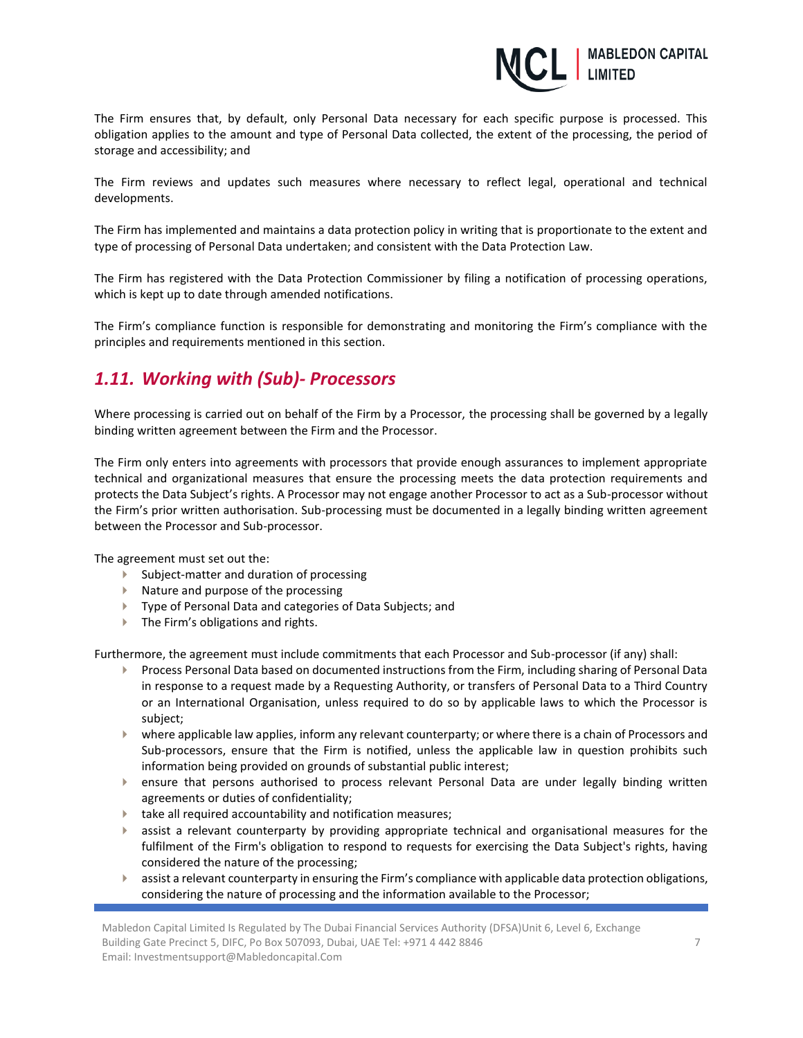The Firm ensures that, by default, only Personal Data necessary for each specific purpose is processed. This obligation applies to the amount and type of Personal Data collected, the extent of the processing, the period of storage and accessibility; and

The Firm reviews and updates such measures where necessary to reflect legal, operational and technical developments.

The Firm has implemented and maintains a data protection policy in writing that is proportionate to the extent and type of processing of Personal Data undertaken; and consistent with the Data Protection Law.

The Firm has registered with the Data Protection Commissioner by filing a notification of processing operations, which is kept up to date through amended notifications.

The Firm's compliance function is responsible for demonstrating and monitoring the Firm's compliance with the principles and requirements mentioned in this section.

## *1.11. Working with (Sub)- Processors*

Where processing is carried out on behalf of the Firm by a Processor, the processing shall be governed by a legally binding written agreement between the Firm and the Processor.

The Firm only enters into agreements with processors that provide enough assurances to implement appropriate technical and organizational measures that ensure the processing meets the data protection requirements and protects the Data Subject's rights. A Processor may not engage another Processor to act as a Sub-processor without the Firm's prior written authorisation. Sub-processing must be documented in a legally binding written agreement between the Processor and Sub-processor.

The agreement must set out the:

- Subject-matter and duration of processing
- Nature and purpose of the processing
- Type of Personal Data and categories of Data Subjects; and
- The Firm's obligations and rights.

Furthermore, the agreement must include commitments that each Processor and Sub-processor (if any) shall:

- Process Personal Data based on documented instructions from the Firm, including sharing of Personal Data in response to a request made by a Requesting Authority, or transfers of Personal Data to a Third Country or an International Organisation, unless required to do so by applicable laws to which the Processor is subject;
- where applicable law applies, inform any relevant counterparty; or where there is a chain of Processors and Sub-processors, ensure that the Firm is notified, unless the applicable law in question prohibits such information being provided on grounds of substantial public interest;
- ensure that persons authorised to process relevant Personal Data are under legally binding written agreements or duties of confidentiality;
- take all required accountability and notification measures;
- assist a relevant counterparty by providing appropriate technical and organisational measures for the fulfilment of the Firm's obligation to respond to requests for exercising the Data Subject's rights, having considered the nature of the processing;
- assist a relevant counterparty in ensuring the Firm's compliance with applicable data protection obligations, considering the nature of processing and the information available to the Processor;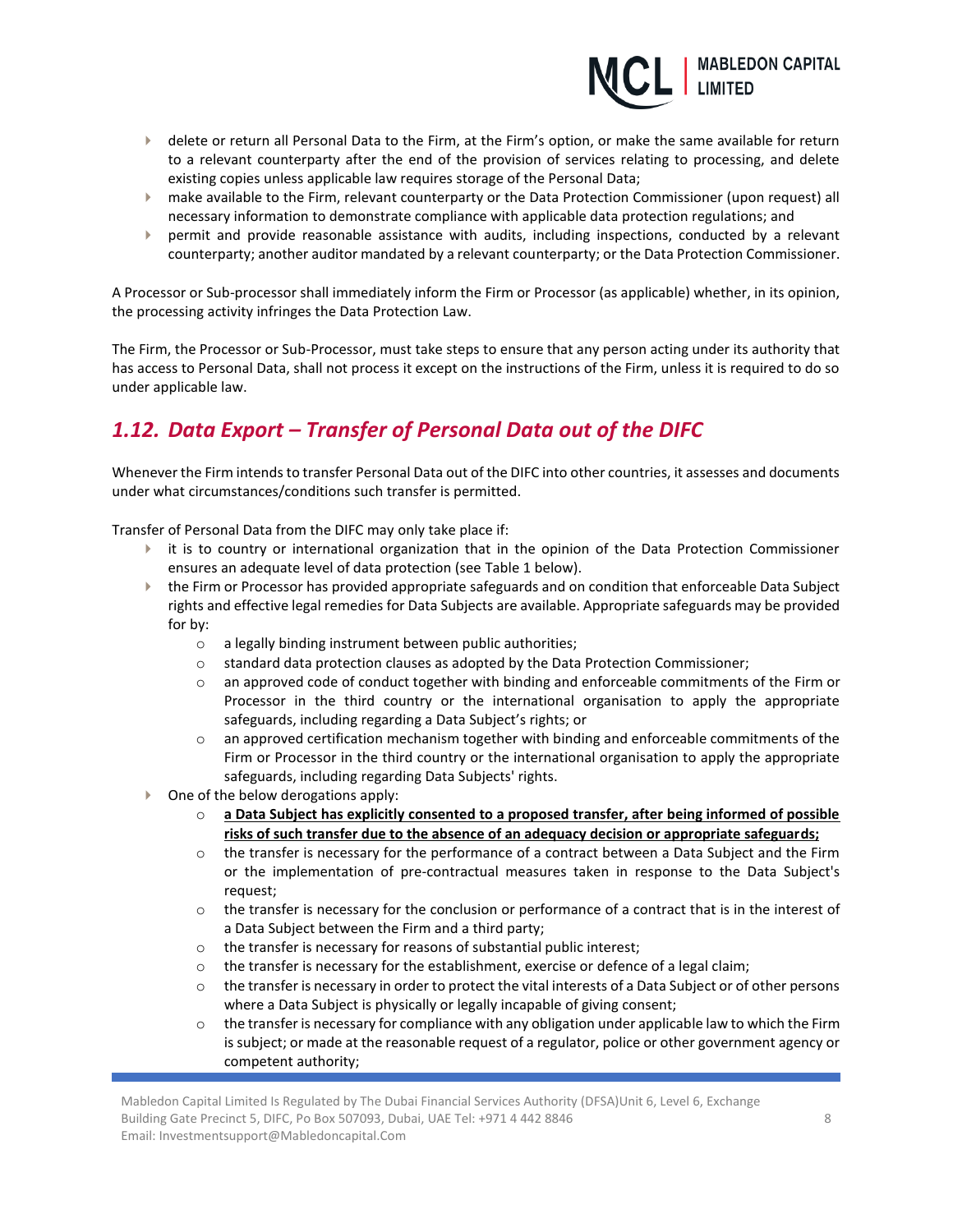- delete or return all Personal Data to the Firm, at the Firm's option, or make the same available for return to a relevant counterparty after the end of the provision of services relating to processing, and delete existing copies unless applicable law requires storage of the Personal Data;
- make available to the Firm, relevant counterparty or the Data Protection Commissioner (upon request) all necessary information to demonstrate compliance with applicable data protection regulations; and
- permit and provide reasonable assistance with audits, including inspections, conducted by a relevant counterparty; another auditor mandated by a relevant counterparty; or the Data Protection Commissioner.

A Processor or Sub-processor shall immediately inform the Firm or Processor (as applicable) whether, in its opinion, the processing activity infringes the Data Protection Law.

The Firm, the Processor or Sub-Processor, must take steps to ensure that any person acting under its authority that has access to Personal Data, shall not process it except on the instructions of the Firm, unless it is required to do so under applicable law.

## *1.12. Data Export – Transfer of Personal Data out of the DIFC*

Whenever the Firm intends to transfer Personal Data out of the DIFC into other countries, it assesses and documents under what circumstances/conditions such transfer is permitted.

Transfer of Personal Data from the DIFC may only take place if:

- it is to country or international organization that in the opinion of the Data Protection Commissioner ensures an adequate level of data protection (see Table 1 below).
- the Firm or Processor has provided appropriate safeguards and on condition that enforceable Data Subject rights and effective legal remedies for Data Subjects are available. Appropriate safeguards may be provided for by:
  - a legally binding instrument between public authorities;
  - standard data protection clauses as adopted by the Data Protection Commissioner;
  - an approved code of conduct together with binding and enforceable commitments of the Firm or Processor in the third country or the international organisation to apply the appropriate safeguards, including regarding a Data Subject's rights; or
  - an approved certification mechanism together with binding and enforceable commitments of the Firm or Processor in the third country or the international organisation to apply the appropriate safeguards, including regarding Data Subjects' rights.
- One of the below derogations apply:
  - **<u>a Data Subject has explicitly consented to a proposed transfer, after being informed of possible risks of such transfer due to the absence of an adequacy decision or appropriate safeguards;</u>**
  - the transfer is necessary for the performance of a contract between a Data Subject and the Firm or the implementation of pre-contractual measures taken in response to the Data Subject's request;
  - the transfer is necessary for the conclusion or performance of a contract that is in the interest of a Data Subject between the Firm and a third party;
  - the transfer is necessary for reasons of substantial public interest;
  - the transfer is necessary for the establishment, exercise or defence of a legal claim;
  - the transfer is necessary in order to protect the vital interests of a Data Subject or of other persons where a Data Subject is physically or legally incapable of giving consent;
  - the transfer is necessary for compliance with any obligation under applicable law to which the Firm is subject; or made at the reasonable request of a regulator, police or other government agency or competent authority;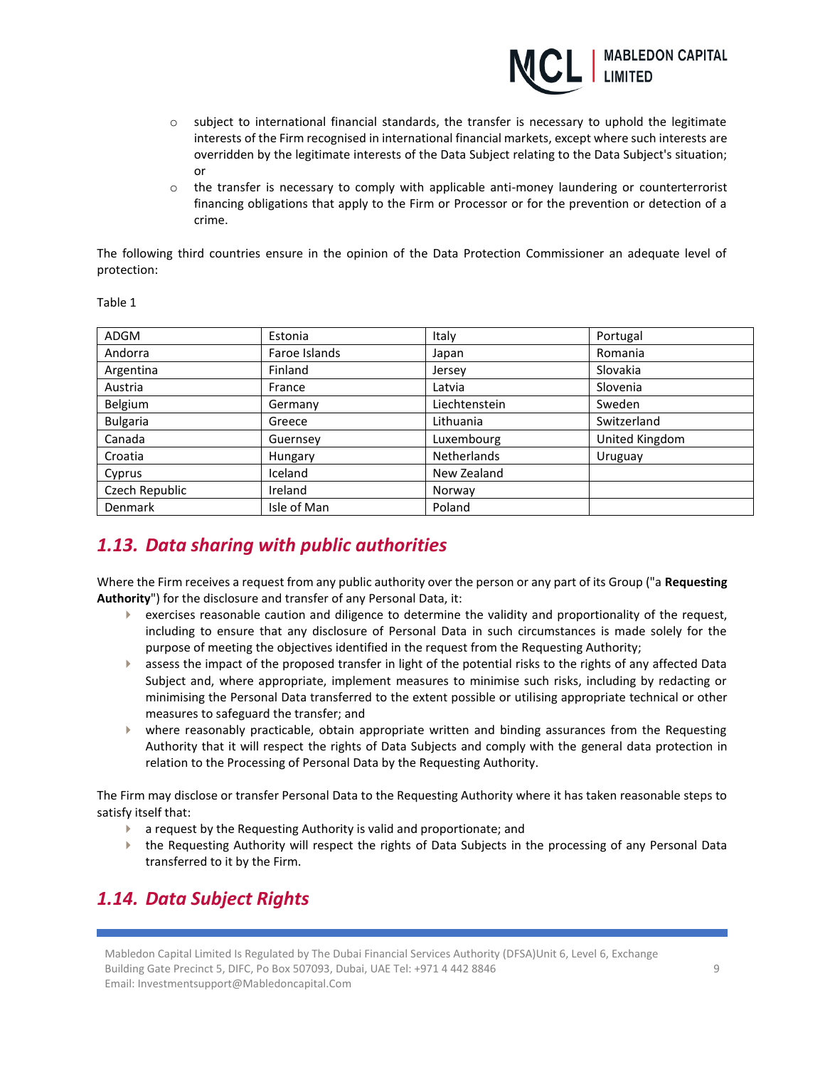- subject to international financial standards, the transfer is necessary to uphold the legitimate interests of the Firm recognised in international financial markets, except where such interests are overridden by the legitimate interests of the Data Subject relating to the Data Subject's situation; or
- the transfer is necessary to comply with applicable anti-money laundering or counterterrorist financing obligations that apply to the Firm or Processor or for the prevention or detection of a crime.

The following third countries ensure in the opinion of the Data Protection Commissioner an adequate level of protection:

Table 1

| | | | |
|---|---|---|---|
| ADGM | Estonia | Italy | Portugal |
| Andorra | Faroe Islands | Japan | Romania |
| Argentina | Finland | Jersey | Slovakia |
| Austria | France | Latvia | Slovenia |
| Belgium | Germany | Liechtenstein | Sweden |
| Bulgaria | Greece | Lithuania | Switzerland |
| Canada | Guernsey | Luxembourg | United Kingdom |
| Croatia | Hungary | Netherlands | Uruguay |
| Cyprus | Iceland | New Zealand | |
| Czech Republic | Ireland | Norway | |
| Denmark | Isle of Man | Poland | |

## *1.13. Data sharing with public authorities*

Where the Firm receives a request from any public authority over the person or any part of its Group ("a **Requesting Authority**") for the disclosure and transfer of any Personal Data, it:

- exercises reasonable caution and diligence to determine the validity and proportionality of the request, including to ensure that any disclosure of Personal Data in such circumstances is made solely for the purpose of meeting the objectives identified in the request from the Requesting Authority;
- assess the impact of the proposed transfer in light of the potential risks to the rights of any affected Data Subject and, where appropriate, implement measures to minimise such risks, including by redacting or minimising the Personal Data transferred to the extent possible or utilising appropriate technical or other measures to safeguard the transfer; and
- where reasonably practicable, obtain appropriate written and binding assurances from the Requesting Authority that it will respect the rights of Data Subjects and comply with the general data protection in relation to the Processing of Personal Data by the Requesting Authority.

The Firm may disclose or transfer Personal Data to the Requesting Authority where it has taken reasonable steps to satisfy itself that:

- a request by the Requesting Authority is valid and proportionate; and
- the Requesting Authority will respect the rights of Data Subjects in the processing of any Personal Data transferred to it by the Firm.

## *1.14. Data Subject Rights*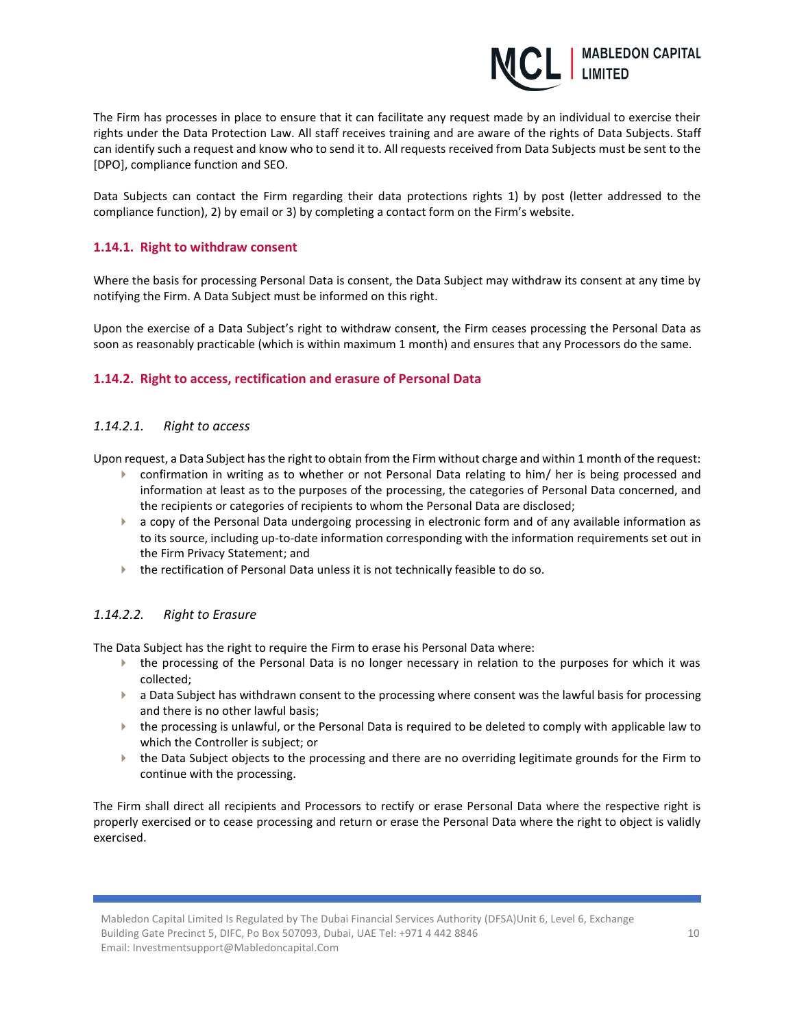The Firm has processes in place to ensure that it can facilitate any request made by an individual to exercise their rights under the Data Protection Law. All staff receives training and are aware of the rights of Data Subjects. Staff can identify such a request and know who to send it to. All requests received from Data Subjects must be sent to the [DPO], compliance function and SEO.

Data Subjects can contact the Firm regarding their data protections rights 1) by post (letter addressed to the compliance function), 2) by email or 3) by completing a contact form on the Firm's website.

### 1.14.1. Right to withdraw consent

Where the basis for processing Personal Data is consent, the Data Subject may withdraw its consent at any time by notifying the Firm. A Data Subject must be informed on this right.

Upon the exercise of a Data Subject's right to withdraw consent, the Firm ceases processing the Personal Data as soon as reasonably practicable (which is within maximum 1 month) and ensures that any Processors do the same.

### 1.14.2. Right to access, rectification and erasure of Personal Data

#### *1.14.2.1. Right to access*

Upon request, a Data Subject has the right to obtain from the Firm without charge and within 1 month of the request:

- confirmation in writing as to whether or not Personal Data relating to him/ her is being processed and information at least as to the purposes of the processing, the categories of Personal Data concerned, and the recipients or categories of recipients to whom the Personal Data are disclosed;
- a copy of the Personal Data undergoing processing in electronic form and of any available information as to its source, including up-to-date information corresponding with the information requirements set out in the Firm Privacy Statement; and
- the rectification of Personal Data unless it is not technically feasible to do so.

#### *1.14.2.2. Right to Erasure*

The Data Subject has the right to require the Firm to erase his Personal Data where:

- the processing of the Personal Data is no longer necessary in relation to the purposes for which it was collected;
- a Data Subject has withdrawn consent to the processing where consent was the lawful basis for processing and there is no other lawful basis;
- the processing is unlawful, or the Personal Data is required to be deleted to comply with applicable law to which the Controller is subject; or
- the Data Subject objects to the processing and there are no overriding legitimate grounds for the Firm to continue with the processing.

The Firm shall direct all recipients and Processors to rectify or erase Personal Data where the respective right is properly exercised or to cease processing and return or erase the Personal Data where the right to object is validly exercised.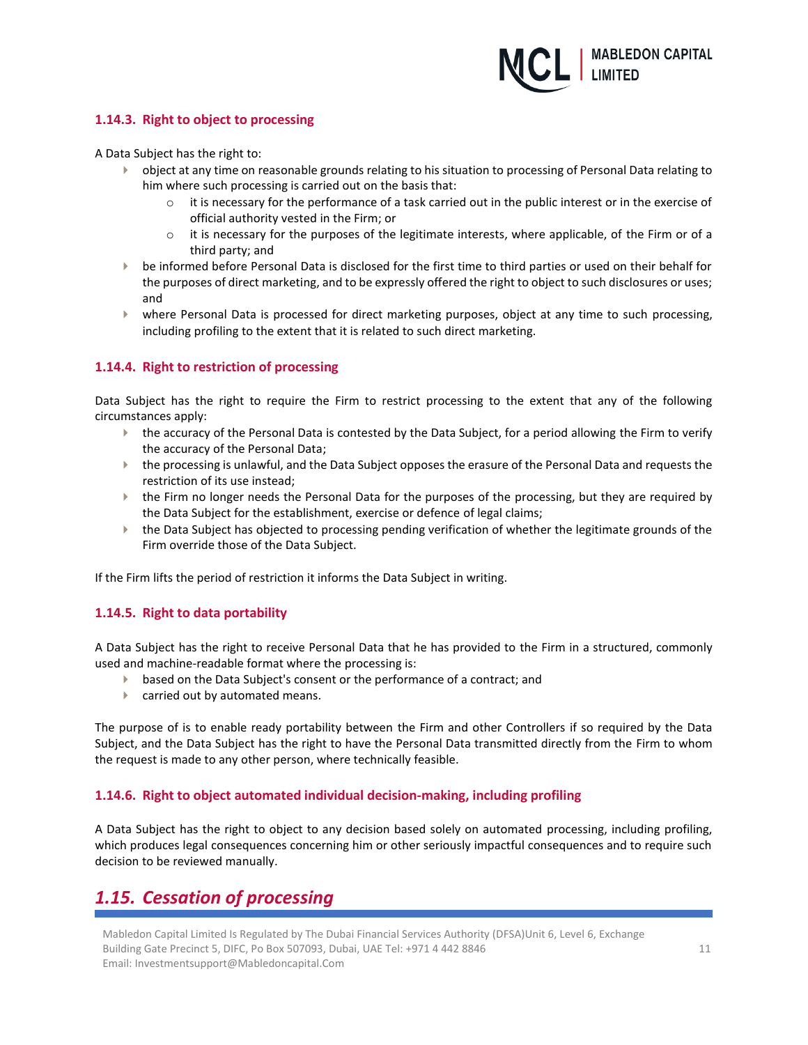### 1.14.3. Right to object to processing

A Data Subject has the right to:

- object at any time on reasonable grounds relating to his situation to processing of Personal Data relating to him where such processing is carried out on the basis that:
  - it is necessary for the performance of a task carried out in the public interest or in the exercise of official authority vested in the Firm; or
  - it is necessary for the purposes of the legitimate interests, where applicable, of the Firm or of a third party; and
- be informed before Personal Data is disclosed for the first time to third parties or used on their behalf for the purposes of direct marketing, and to be expressly offered the right to object to such disclosures or uses; and
- where Personal Data is processed for direct marketing purposes, object at any time to such processing, including profiling to the extent that it is related to such direct marketing.

### 1.14.4. Right to restriction of processing

Data Subject has the right to require the Firm to restrict processing to the extent that any of the following circumstances apply:

- the accuracy of the Personal Data is contested by the Data Subject, for a period allowing the Firm to verify the accuracy of the Personal Data;
- the processing is unlawful, and the Data Subject opposes the erasure of the Personal Data and requests the restriction of its use instead;
- the Firm no longer needs the Personal Data for the purposes of the processing, but they are required by the Data Subject for the establishment, exercise or defence of legal claims;
- the Data Subject has objected to processing pending verification of whether the legitimate grounds of the Firm override those of the Data Subject.

If the Firm lifts the period of restriction it informs the Data Subject in writing.

### 1.14.5. Right to data portability

A Data Subject has the right to receive Personal Data that he has provided to the Firm in a structured, commonly used and machine-readable format where the processing is:

- based on the Data Subject's consent or the performance of a contract; and
- carried out by automated means.

The purpose of is to enable ready portability between the Firm and other Controllers if so required by the Data Subject, and the Data Subject has the right to have the Personal Data transmitted directly from the Firm to whom the request is made to any other person, where technically feasible.

### 1.14.6. Right to object automated individual decision-making, including profiling

A Data Subject has the right to object to any decision based solely on automated processing, including profiling, which produces legal consequences concerning him or other seriously impactful consequences and to require such decision to be reviewed manually.

## *1.15. Cessation of processing*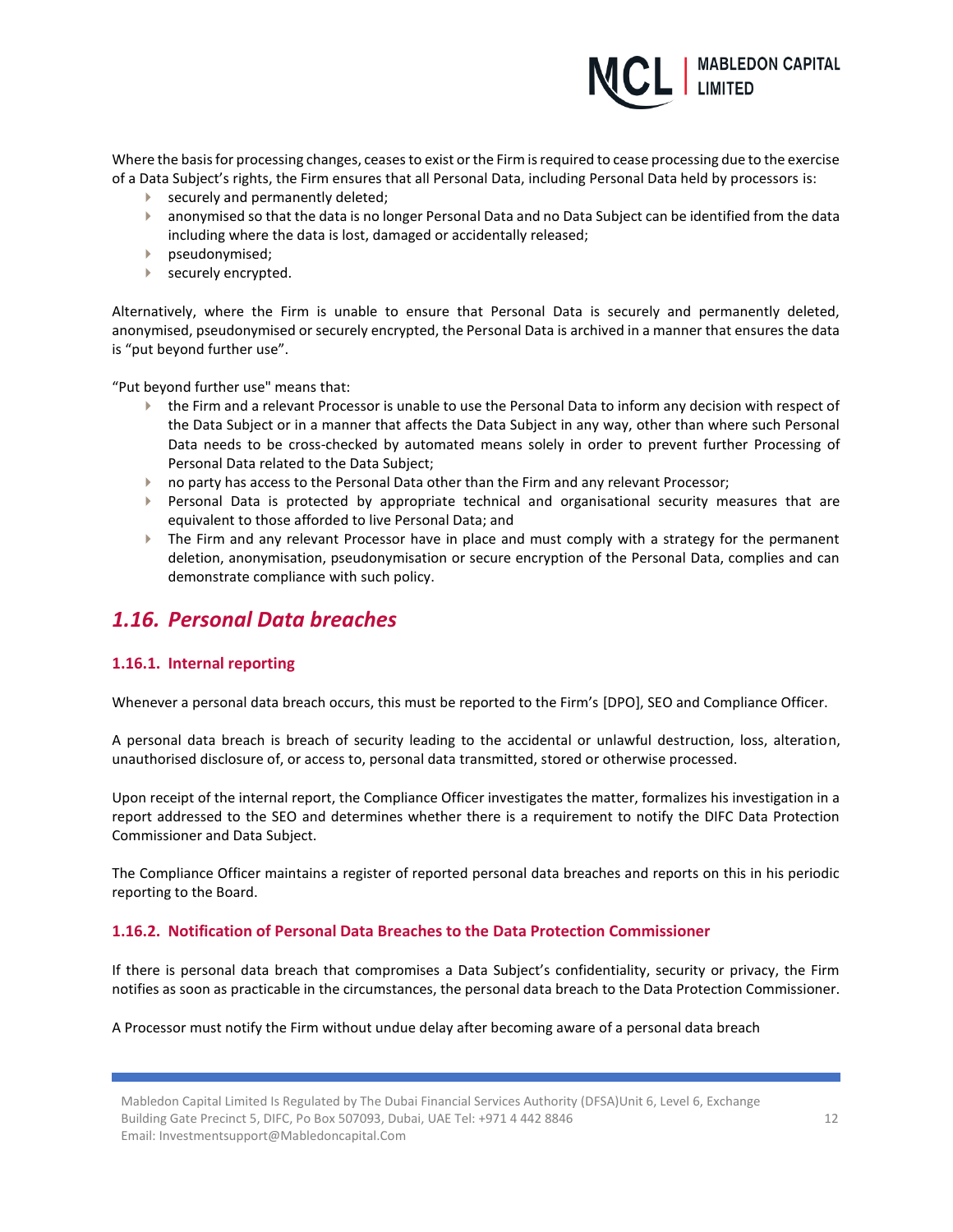Where the basis for processing changes, ceases to exist or the Firm is required to cease processing due to the exercise of a Data Subject's rights, the Firm ensures that all Personal Data, including Personal Data held by processors is:

- securely and permanently deleted;
- anonymised so that the data is no longer Personal Data and no Data Subject can be identified from the data including where the data is lost, damaged or accidentally released;
- pseudonymised;
- securely encrypted.

Alternatively, where the Firm is unable to ensure that Personal Data is securely and permanently deleted, anonymised, pseudonymised or securely encrypted, the Personal Data is archived in a manner that ensures the data is "put beyond further use".

"Put beyond further use" means that:

- the Firm and a relevant Processor is unable to use the Personal Data to inform any decision with respect of the Data Subject or in a manner that affects the Data Subject in any way, other than where such Personal Data needs to be cross-checked by automated means solely in order to prevent further Processing of Personal Data related to the Data Subject;
- no party has access to the Personal Data other than the Firm and any relevant Processor;
- Personal Data is protected by appropriate technical and organisational security measures that are equivalent to those afforded to live Personal Data; and
- The Firm and any relevant Processor have in place and must comply with a strategy for the permanent deletion, anonymisation, pseudonymisation or secure encryption of the Personal Data, complies and can demonstrate compliance with such policy.

## *1.16. Personal Data breaches*

### 1.16.1. Internal reporting

Whenever a personal data breach occurs, this must be reported to the Firm's [DPO], SEO and Compliance Officer.

A personal data breach is breach of security leading to the accidental or unlawful destruction, loss, alteration, unauthorised disclosure of, or access to, personal data transmitted, stored or otherwise processed.

Upon receipt of the internal report, the Compliance Officer investigates the matter, formalizes his investigation in a report addressed to the SEO and determines whether there is a requirement to notify the DIFC Data Protection Commissioner and Data Subject.

The Compliance Officer maintains a register of reported personal data breaches and reports on this in his periodic reporting to the Board.

### 1.16.2. Notification of Personal Data Breaches to the Data Protection Commissioner

If there is personal data breach that compromises a Data Subject's confidentiality, security or privacy, the Firm notifies as soon as practicable in the circumstances, the personal data breach to the Data Protection Commissioner.

A Processor must notify the Firm without undue delay after becoming aware of a personal data breach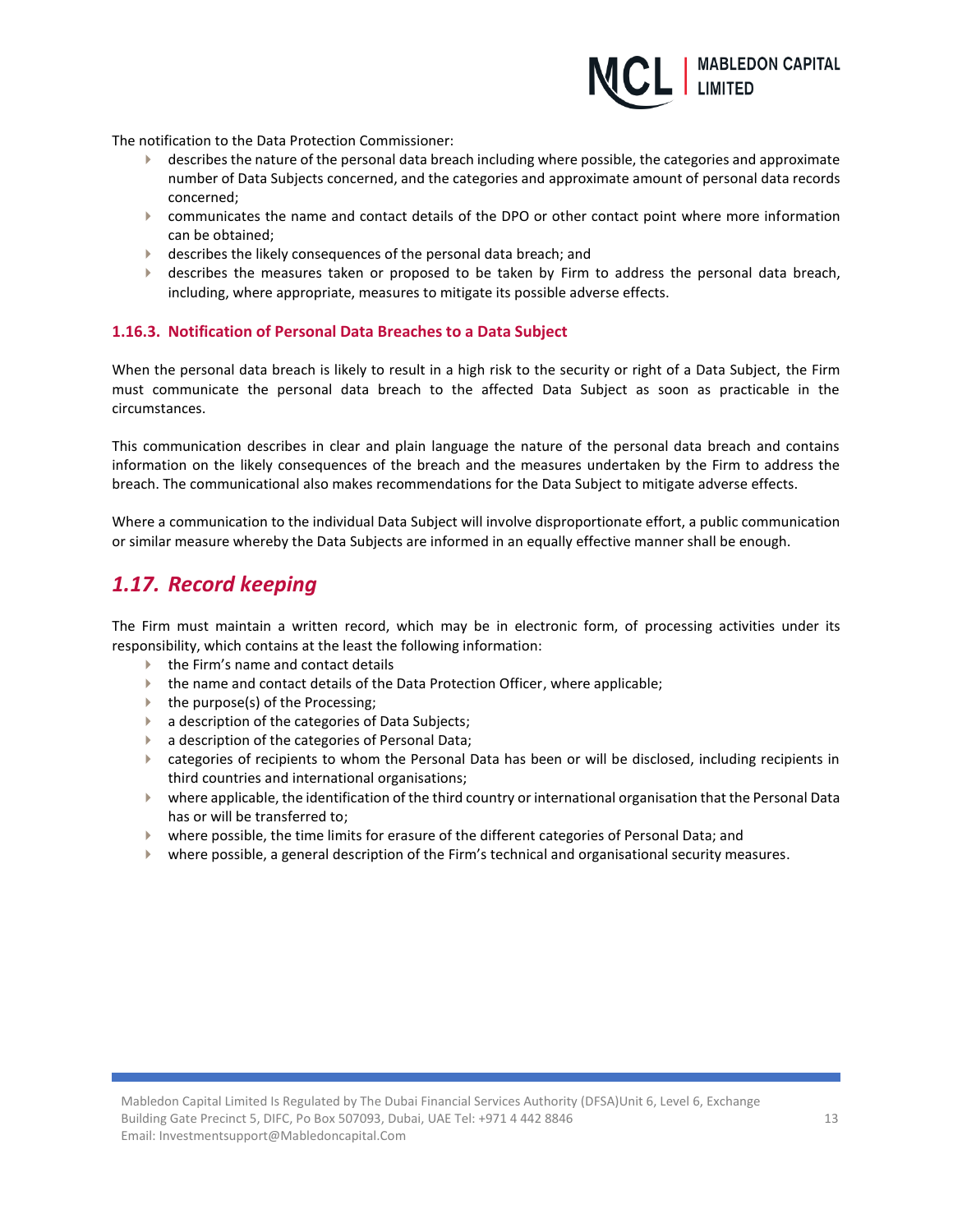The notification to the Data Protection Commissioner:

- describes the nature of the personal data breach including where possible, the categories and approximate number of Data Subjects concerned, and the categories and approximate amount of personal data records concerned;
- communicates the name and contact details of the DPO or other contact point where more information can be obtained;
- describes the likely consequences of the personal data breach; and
- describes the measures taken or proposed to be taken by Firm to address the personal data breach, including, where appropriate, measures to mitigate its possible adverse effects.

### 1.16.3. Notification of Personal Data Breaches to a Data Subject

When the personal data breach is likely to result in a high risk to the security or right of a Data Subject, the Firm must communicate the personal data breach to the affected Data Subject as soon as practicable in the circumstances.

This communication describes in clear and plain language the nature of the personal data breach and contains information on the likely consequences of the breach and the measures undertaken by the Firm to address the breach. The communicational also makes recommendations for the Data Subject to mitigate adverse effects.

Where a communication to the individual Data Subject will involve disproportionate effort, a public communication or similar measure whereby the Data Subjects are informed in an equally effective manner shall be enough.

## *1.17. Record keeping*

The Firm must maintain a written record, which may be in electronic form, of processing activities under its responsibility, which contains at the least the following information:

- the Firm's name and contact details
- the name and contact details of the Data Protection Officer, where applicable;
- the purpose(s) of the Processing;
- a description of the categories of Data Subjects;
- a description of the categories of Personal Data;
- categories of recipients to whom the Personal Data has been or will be disclosed, including recipients in third countries and international organisations;
- where applicable, the identification of the third country or international organisation that the Personal Data has or will be transferred to;
- where possible, the time limits for erasure of the different categories of Personal Data; and
- where possible, a general description of the Firm's technical and organisational security measures.